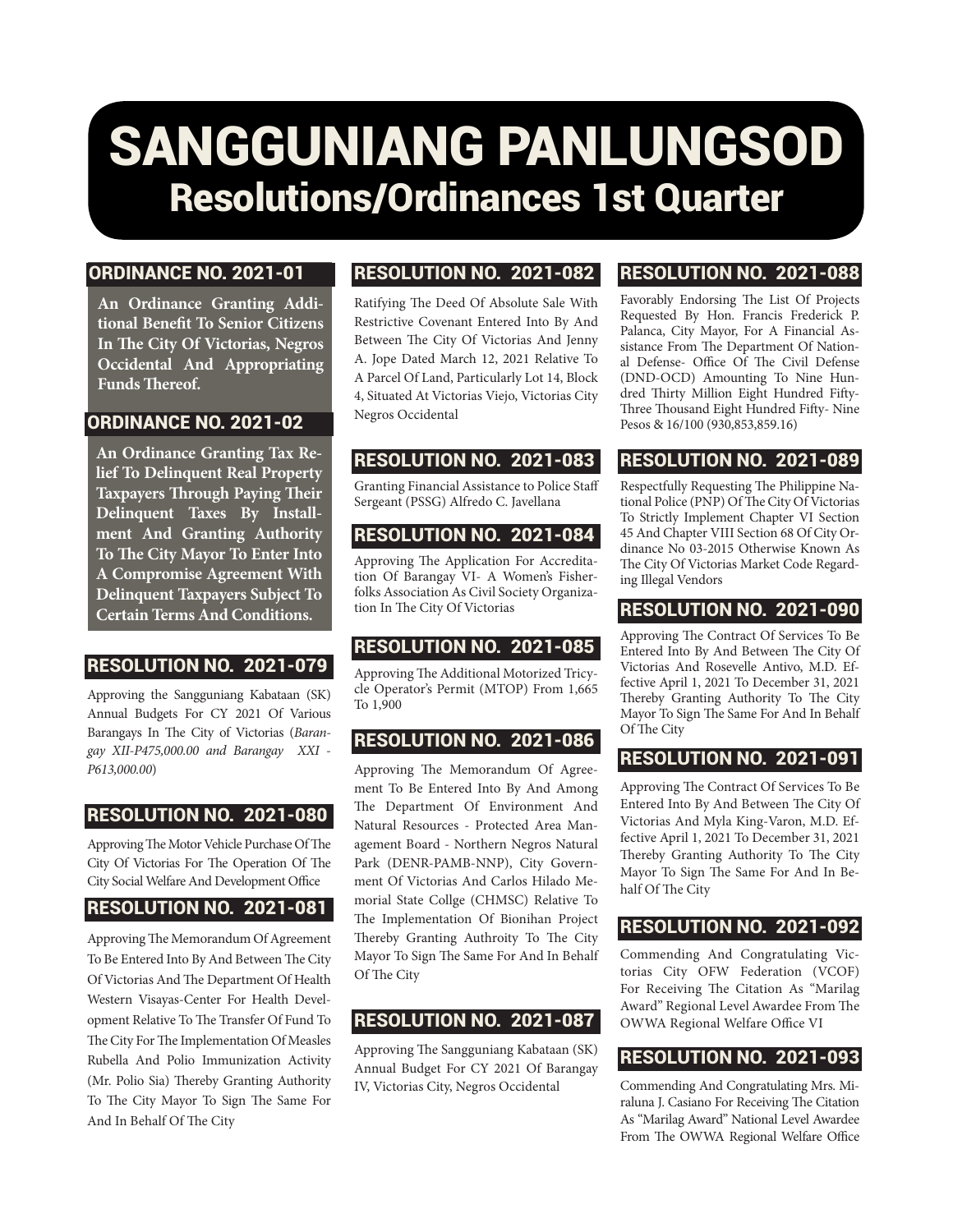# SANGGUNIANG PANLUNGSOD

## Resolutions/Ordinances 1st Quarter

### ORDINANCE NO. 2021-01

**An Ordinance Granting Additional Benefit To Senior Citizens In The City Of Victorias, Negros Occidental And Appropriating Funds Thereof.**

### ORDINANCE NO. 2021-02

**An Ordinance Granting Tax Relief To Delinquent Real Property Taxpayers Through Paying Their Delinquent Taxes By Installment And Granting Authority To The City Mayor To Enter Into A Compromise Agreement With Delinquent Taxpayers Subject To Certain Terms And Conditions.**

### RESOLUTION NO. 2021-079

Approving the Sangguniang Kabataan (SK) Annual Budgets For CY 2021 Of Various Barangays In The City of Victorias (*Barangay XII-P475,000.00 and Barangay XXI - P613,000.00*)

### RESOLUTION NO. 2021-080

Approving The Motor Vehicle Purchase Of The City Of Victorias For The Operation Of The City Social Welfare And Development Office

### RESOLUTION NO. 2021-081

Approving The Memorandum Of Agreement To Be Entered Into By And Between The City Of Victorias And The Department Of Health Western Visayas-Center For Health Development Relative To The Transfer Of Fund To The City For The Implementation Of Measles Rubella And Polio Immunization Activity (Mr. Polio Sia) Thereby Granting Authority To The City Mayor To Sign The Same For And In Behalf Of The City

### RESOLUTION NO. 2021-082

Ratifying The Deed Of Absolute Sale With Restrictive Covenant Entered Into By And Between The City Of Victorias And Jenny A. Jope Dated March 12, 2021 Relative To A Parcel Of Land, Particularly Lot 14, Block 4, Situated At Victorias Viejo, Victorias City Negros Occidental

### RESOLUTION NO. 2021-083

Granting Financial Assistance to Police Staff Sergeant (PSSG) Alfredo C. Javellana

### RESOLUTION NO. 2021-084

Approving The Application For Accreditation Of Barangay VI- A Women's Fisherfolks Association As Civil Society Organization In The City Of Victorias

### RESOLUTION NO. 2021-085

Approving The Additional Motorized Tricycle Operator's Permit (MTOP) From 1,665 To 1,900

### RESOLUTION NO. 2021-086

Approving The Memorandum Of Agreement To Be Entered Into By And Among The Department Of Environment And Natural Resources - Protected Area Management Board - Northern Negros Natural Park (DENR-PAMB-NNP), City Government Of Victorias And Carlos Hilado Memorial State Collge (CHMSC) Relative To The Implementation Of Bionihan Project Thereby Granting Authroity To The City Mayor To Sign The Same For And In Behalf Of The City

### RESOLUTION NO. 2021-087

Approving The Sangguniang Kabataan (SK) Annual Budget For CY 2021 Of Barangay IV, Victorias City, Negros Occidental

### RESOLUTION NO. 2021-088

Favorably Endorsing The List Of Projects Requested By Hon. Francis Frederick P. Palanca, City Mayor, For A Financial Assistance From The Department Of National Defense- Office Of The Civil Defense (DND-OCD) Amounting To Nine Hundred Thirty Million Eight Hundred Fifty-Three Thousand Eight Hundred Fifty- Nine Pesos & 16/100 (930,853,859.16)

### RESOLUTION NO. 2021-089

Respectfully Requesting The Philippine National Police (PNP) Of The City Of Victorias To Strictly Implement Chapter VI Section 45 And Chapter VIII Section 68 Of City Ordinance No 03-2015 Otherwise Known As The City Of Victorias Market Code Regarding Illegal Vendors

### RESOLUTION NO. 2021-090

Approving The Contract Of Services To Be Entered Into By And Between The City Of Victorias And Rosevelle Antivo, M.D. Effective April 1, 2021 To December 31, 2021 Thereby Granting Authority To The City Mayor To Sign The Same For And In Behalf Of The City

### RESOLUTION NO. 2021-091

Approving The Contract Of Services To Be Entered Into By And Between The City Of Victorias And Myla King-Varon, M.D. Effective April 1, 2021 To December 31, 2021 Thereby Granting Authority To The City Mayor To Sign The Same For And In Behalf Of The City

### RESOLUTION NO. 2021-092

Commending And Congratulating Victorias City OFW Federation (VCOF) For Receiving The Citation As "Marilag Award" Regional Level Awardee From The OWWA Regional Welfare Office VI

### RESOLUTION NO. 2021-093

Commending And Congratulating Mrs. Miraluna J. Casiano For Receiving The Citation As "Marilag Award" National Level Awardee From The OWWA Regional Welfare Office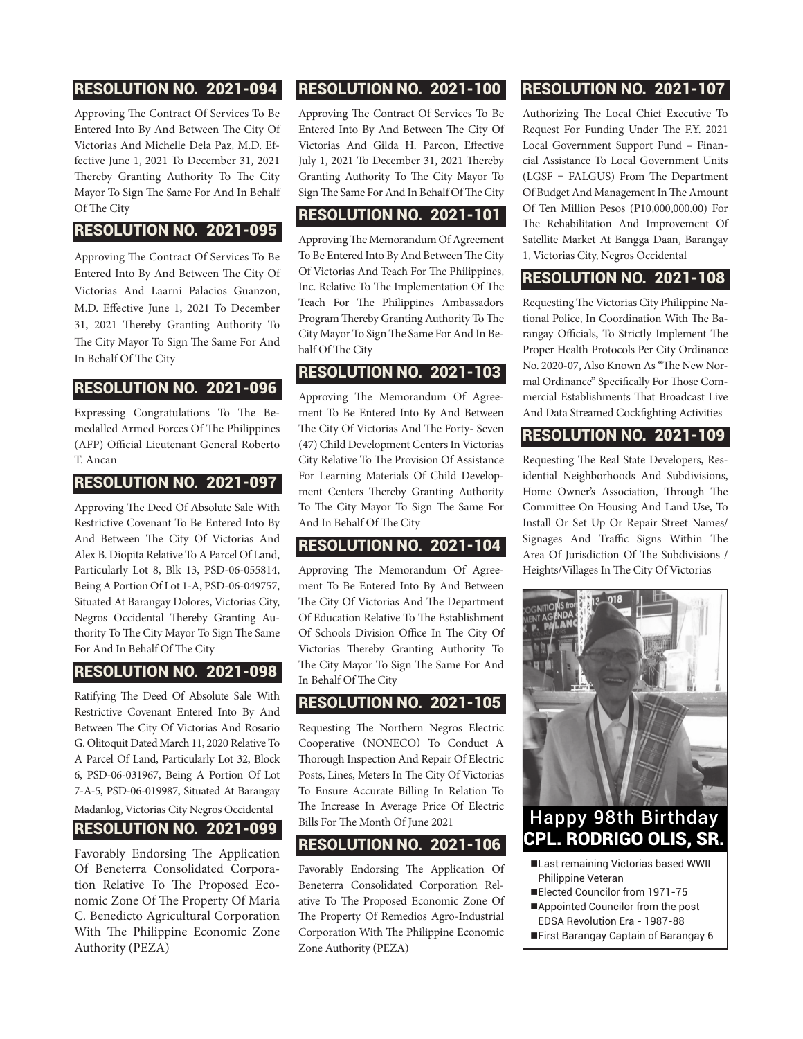## RESOLUTION NO. 2021-094

Approving The Contract Of Services To Be Entered Into By And Between The City Of Victorias And Michelle Dela Paz, M.D. Effective June 1, 2021 To December 31, 2021 Thereby Granting Authority To The City Mayor To Sign The Same For And In Behalf Of The City

## RESOLUTION NO. 2021-095

Approving The Contract Of Services To Be Entered Into By And Between The City Of Victorias And Laarni Palacios Guanzon, M.D. Effective June 1, 2021 To December 31, 2021 Thereby Granting Authority To The City Mayor To Sign The Same For And In Behalf Of The City

## RESOLUTION NO. 2021-096

Expressing Congratulations To The Bemedalled Armed Forces Of The Philippines (AFP) Official Lieutenant General Roberto T. Ancan

## RESOLUTION NO. 2021-097

Approving The Deed Of Absolute Sale With Restrictive Covenant To Be Entered Into By And Between The City Of Victorias And Alex B. Diopita Relative To A Parcel Of Land, Particularly Lot 8, Blk 13, PSD-06-055814, Being A Portion Of Lot 1-A, PSD-06-049757, Situated At Barangay Dolores, Victorias City, Negros Occidental Thereby Granting Authority To The City Mayor To Sign The Same For And In Behalf Of The City

## RESOLUTION NO. 2021-098

Ratifying The Deed Of Absolute Sale With Restrictive Covenant Entered Into By And Between The City Of Victorias And Rosario G. Olitoquit Dated March 11, 2020 Relative To A Parcel Of Land, Particularly Lot 32, Block 6, PSD-06-031967, Being A Portion Of Lot 7-A-5, PSD-06-019987, Situated At Barangay Madanlog, Victorias City Negros Occidental

## RESOLUTION NO. 2021-099

Favorably Endorsing The Application Of Beneterra Consolidated Corporation Relative To The Proposed Economic Zone Of The Property Of Maria C. Benedicto Agricultural Corporation With The Philippine Economic Zone Authority (PEZA)

## RESOLUTION NO. 2021-100

Approving The Contract Of Services To Be Entered Into By And Between The City Of Victorias And Gilda H. Parcon, Effective July 1, 2021 To December 31, 2021 Thereby Granting Authority To The City Mayor To Sign The Same For And In Behalf Of The City

## RESOLUTION NO. 2021-101

Approving The Memorandum Of Agreement To Be Entered Into By And Between The City Of Victorias And Teach For The Philippines, Inc. Relative To The Implementation Of The Teach For The Philippines Ambassadors Program Thereby Granting Authority To The City Mayor To Sign The Same For And In Behalf Of The City

## RESOLUTION NO. 2021-103

Approving The Memorandum Of Agreement To Be Entered Into By And Between The City Of Victorias And The Forty- Seven (47) Child Development Centers In Victorias City Relative To The Provision Of Assistance For Learning Materials Of Child Development Centers Thereby Granting Authority To The City Mayor To Sign The Same For And In Behalf Of The City

## RESOLUTION NO. 2021-104

Approving The Memorandum Of Agreement To Be Entered Into By And Between The City Of Victorias And The Department Of Education Relative To The Establishment Of Schools Division Office In The City Of Victorias Thereby Granting Authority To The City Mayor To Sign The Same For And In Behalf Of The City

## RESOLUTION NO. 2021-105

Requesting The Northern Negros Electric Cooperative (NONECO) To Conduct A Thorough Inspection And Repair Of Electric Posts, Lines, Meters In The City Of Victorias To Ensure Accurate Billing In Relation To The Increase In Average Price Of Electric Bills For The Month Of June 2021

## RESOLUTION NO. 2021-106

Favorably Endorsing The Application Of Beneterra Consolidated Corporation Relative To The Proposed Economic Zone Of The Property Of Remedios Agro-Industrial Corporation With The Philippine Economic Zone Authority (PEZA)

## RESOLUTION NO. 2021-107

Authorizing The Local Chief Executive To Request For Funding Under The F.Y. 2021 Local Government Support Fund – Financial Assistance To Local Government Units (LGSF – FALGUS) From The Department Of Budget And Management In The Amount Of Ten Million Pesos (P10,000,000.00) For The Rehabilitation And Improvement Of Satellite Market At Bangga Daan, Barangay 1, Victorias City, Negros Occidental

## RESOLUTION NO. 2021-108

Requesting The Victorias City Philippine National Police, In Coordination With The Barangay Officials, To Strictly Implement The Proper Health Protocols Per City Ordinance No. 2020-07, Also Known As "The New Normal Ordinance" Specifically For Those Commercial Establishments That Broadcast Live And Data Streamed Cockfighting Activities

## RESOLUTION NO. 2021-109

Requesting The Real State Developers, Residential Neighborhoods And Subdivisions, Home Owner's Association, Through The Committee On Housing And Land Use, To Install Or Set Up Or Repair Street Names/ Signages And Traffic Signs Within The Area Of Jurisdiction Of The Subdivisions / Heights/Villages In The City Of Victorias

Happy 98th Birthday
**CPL. RODRIGO OLIS, SR.**

- Last remaining Victorias based WWII Philippine Veteran
- Elected Councilor from 1971-75
- Appointed Councilor from the post EDSA Revolution Era - 1987-88
- First Barangay Captain of Barangay 6